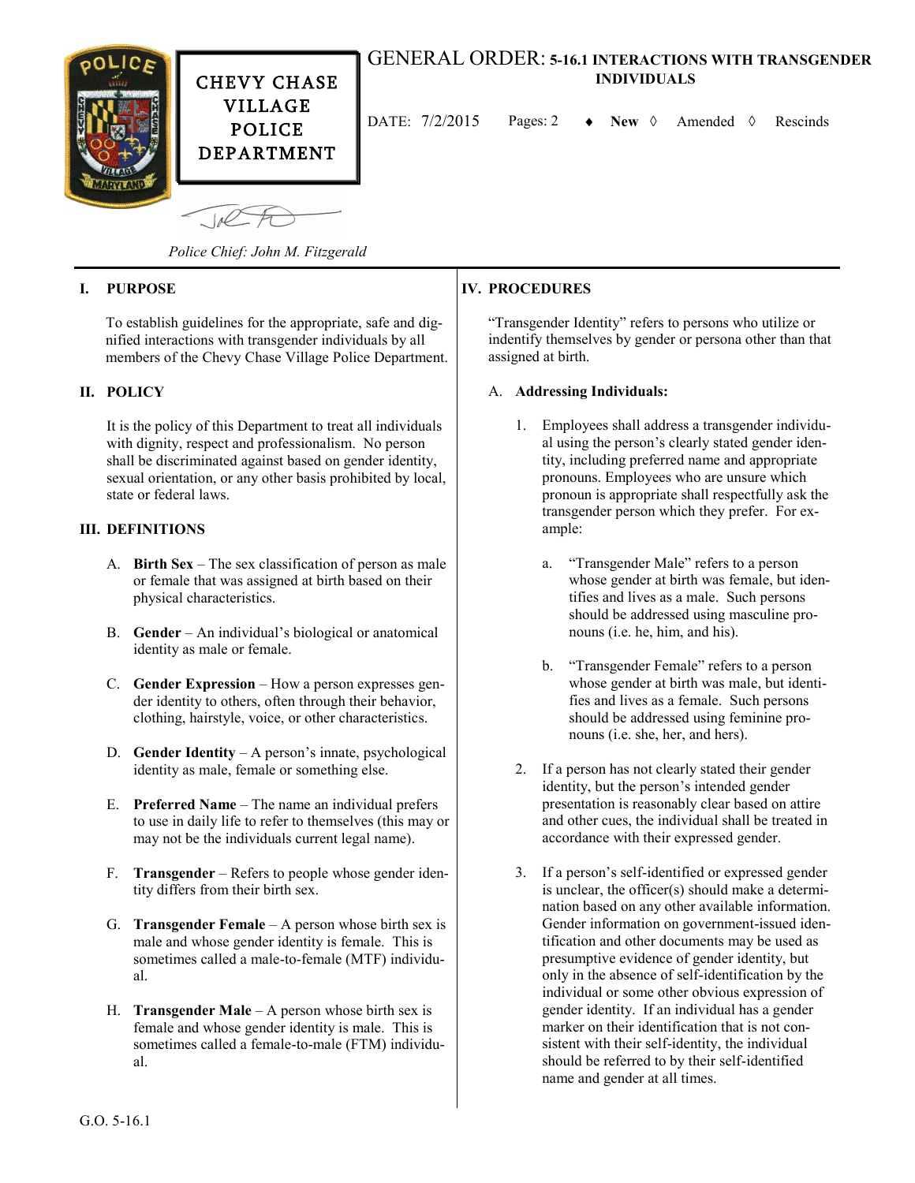CHEVY CHASE VILLAGE POLICE DEPARTMENT

# GENERAL ORDER: 5-16.1 INTERACTIONS WITH TRANSGENDER INDIVIDUALS

DATE: 7/2/2015 Pages: 2 ♦ **New** ◊ Amended ◊ Rescinds

*Police Chief: John M. Fitzgerald*

## I. PURPOSE

To establish guidelines for the appropriate, safe and dignified interactions with transgender individuals by all members of the Chevy Chase Village Police Department.

## II. POLICY

It is the policy of this Department to treat all individuals with dignity, respect and professionalism. No person shall be discriminated against based on gender identity, sexual orientation, or any other basis prohibited by local, state or federal laws.

## III. DEFINITIONS

A. **Birth Sex** – The sex classification of person as male or female that was assigned at birth based on their physical characteristics.

B. **Gender** – An individual's biological or anatomical identity as male or female.

C. **Gender Expression** – How a person expresses gender identity to others, often through their behavior, clothing, hairstyle, voice, or other characteristics.

D. **Gender Identity** – A person's innate, psychological identity as male, female or something else.

E. **Preferred Name** – The name an individual prefers to use in daily life to refer to themselves (this may or may not be the individuals current legal name).

F. **Transgender** – Refers to people whose gender identity differs from their birth sex.

G. **Transgender Female** – A person whose birth sex is male and whose gender identity is female. This is sometimes called a male-to-female (MTF) individual.

H. **Transgender Male** – A person whose birth sex is female and whose gender identity is male. This is sometimes called a female-to-male (FTM) individual.

## IV. PROCEDURES

"Transgender Identity" refers to persons who utilize or indentify themselves by gender or persona other than that assigned at birth.

### A. Addressing Individuals:

1. Employees shall address a transgender individual using the person's clearly stated gender identity, including preferred name and appropriate pronouns. Employees who are unsure which pronoun is appropriate shall respectfully ask the transgender person which they prefer. For example:

   a. "Transgender Male" refers to a person whose gender at birth was female, but identifies and lives as a male. Such persons should be addressed using masculine pronouns (i.e. he, him, and his).

   b. "Transgender Female" refers to a person whose gender at birth was male, but identifies and lives as a female. Such persons should be addressed using feminine pronouns (i.e. she, her, and hers).

2. If a person has not clearly stated their gender identity, but the person's intended gender presentation is reasonably clear based on attire and other cues, the individual shall be treated in accordance with their expressed gender.

3. If a person's self-identified or expressed gender is unclear, the officer(s) should make a determination based on any other available information. Gender information on government-issued identification and other documents may be used as presumptive evidence of gender identity, but only in the absence of self-identification by the individual or some other obvious expression of gender identity. If an individual has a gender marker on their identification that is not consistent with their self-identity, the individual should be referred to by their self-identified name and gender at all times.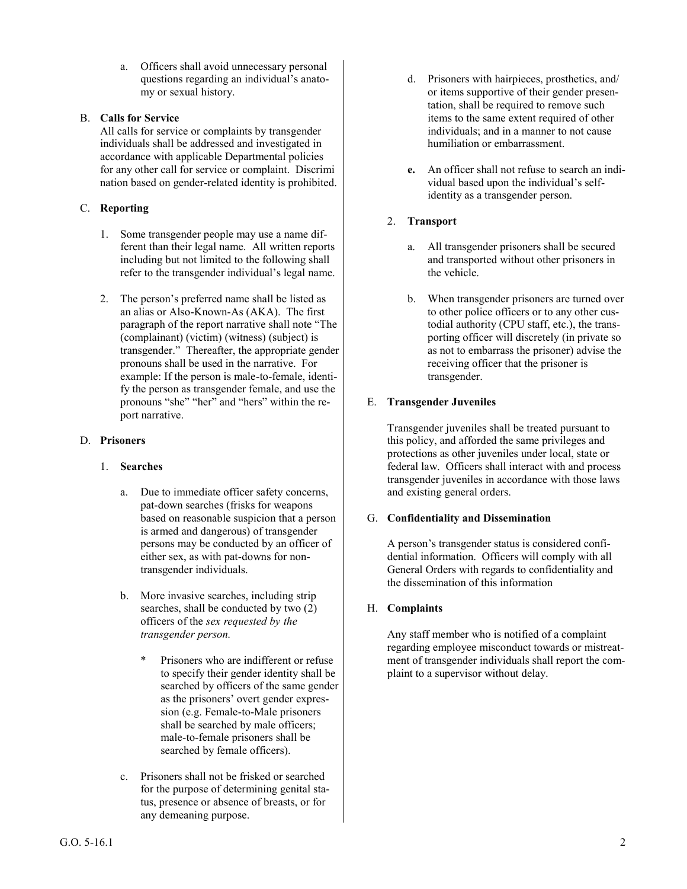a. Officers shall avoid unnecessary personal questions regarding an individual's anatomy or sexual history.

B. **Calls for Service**

All calls for service or complaints by transgender individuals shall be addressed and investigated in accordance with applicable Departmental policies for any other call for service or complaint. Discrimination based on gender-related identity is prohibited.

C. **Reporting**

1. Some transgender people may use a name different than their legal name. All written reports including but not limited to the following shall refer to the transgender individual's legal name.

2. The person's preferred name shall be listed as an alias or Also-Known-As (AKA). The first paragraph of the report narrative shall note "The (complainant) (victim) (witness) (subject) is transgender." Thereafter, the appropriate gender pronouns shall be used in the narrative. For example: If the person is male-to-female, identify the person as transgender female, and use the pronouns "she" "her" and "hers" within the report narrative.

D. **Prisoners**

1. **Searches**

a. Due to immediate officer safety concerns, pat-down searches (frisks for weapons based on reasonable suspicion that a person is armed and dangerous) of transgender persons may be conducted by an officer of either sex, as with pat-downs for non-transgender individuals.

b. More invasive searches, including strip searches, shall be conducted by two (2) officers of the *sex requested by the transgender person.*

* Prisoners who are indifferent or refuse to specify their gender identity shall be searched by officers of the same gender as the prisoners' overt gender expression (e.g. Female-to-Male prisoners shall be searched by male officers; male-to-female prisoners shall be searched by female officers).

c. Prisoners shall not be frisked or searched for the purpose of determining genital status, presence or absence of breasts, or for any demeaning purpose.

d. Prisoners with hairpieces, prosthetics, and/or items supportive of their gender presentation, shall be required to remove such items to the same extent required of other individuals; and in a manner to not cause humiliation or embarrassment.

**e.** An officer shall not refuse to search an individual based upon the individual's self-identity as a transgender person.

2. **Transport**

a. All transgender prisoners shall be secured and transported without other prisoners in the vehicle.

b. When transgender prisoners are turned over to other police officers or to any other custodial authority (CPU staff, etc.), the transporting officer will discretely (in private so as not to embarrass the prisoner) advise the receiving officer that the prisoner is transgender.

E. **Transgender Juveniles**

Transgender juveniles shall be treated pursuant to this policy, and afforded the same privileges and protections as other juveniles under local, state or federal law. Officers shall interact with and process transgender juveniles in accordance with those laws and existing general orders.

G. **Confidentiality and Dissemination**

A person's transgender status is considered confidential information. Officers will comply with all General Orders with regards to confidentiality and the dissemination of this information

H. **Complaints**

Any staff member who is notified of a complaint regarding employee misconduct towards or mistreatment of transgender individuals shall report the complaint to a supervisor without delay.